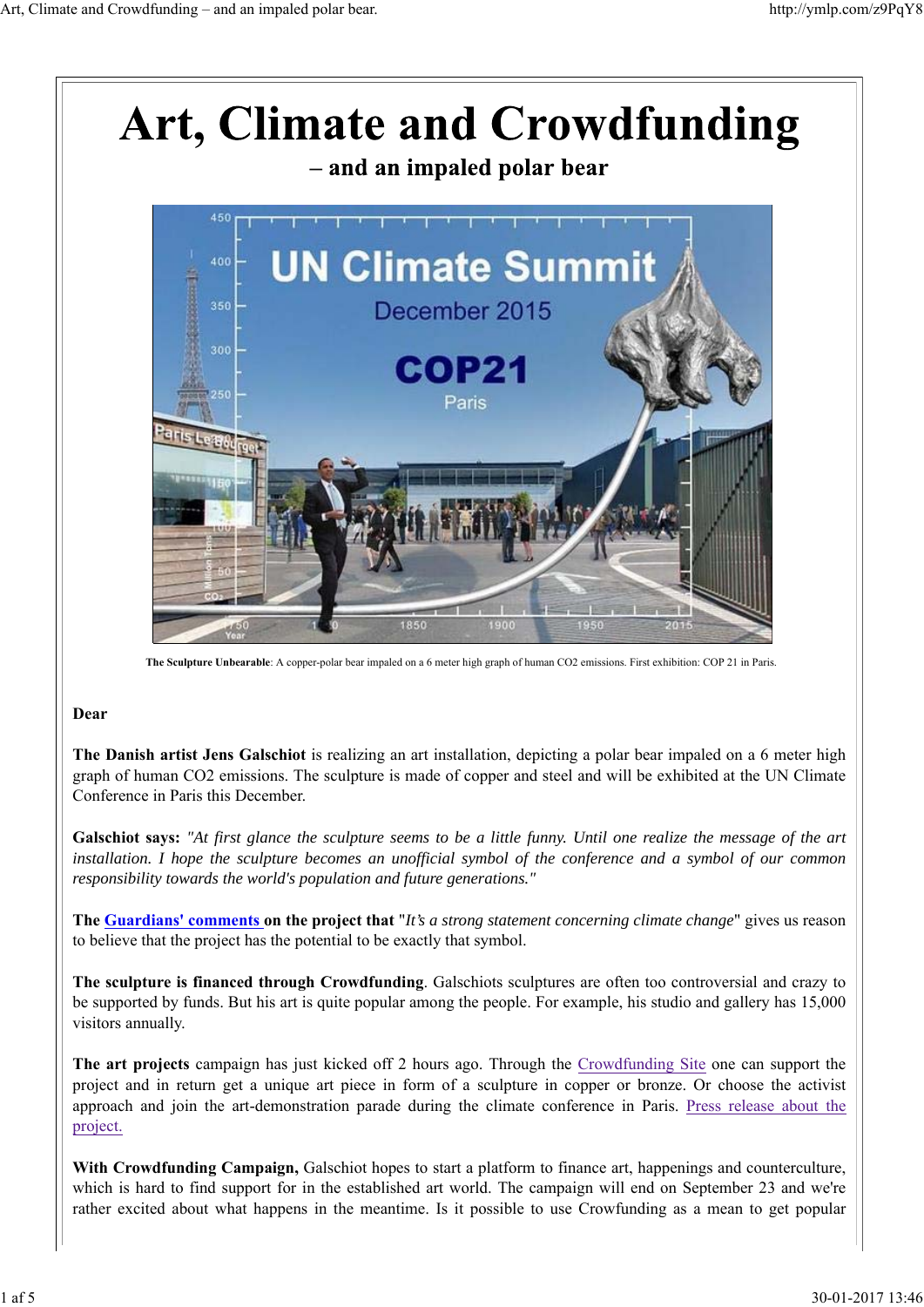# Art, Climate and Crowdfunding

## – and an impaled polar bear

**The Sculpture Unbearable**: A copper-polar bear impaled on a 6 meter high graph of human CO2 emissions. First exhibition: COP 21 in Paris.

**Dear**

**The Danish artist Jens Galschiot** is realizing an art installation, depicting a polar bear impaled on a 6 meter high graph of human CO2 emissions. The sculpture is made of copper and steel and will be exhibited at the UN Climate Conference in Paris this December.

**Galschiot says:** *"At first glance the sculpture seems to be a little funny. Until one realize the message of the art installation. I hope the sculpture becomes an unofficial symbol of the conference and a symbol of our common responsibility towards the world's population and future generations."*

**The Guardians' comments on the project that** "*It's a strong statement concerning climate change*" gives us reason to believe that the project has the potential to be exactly that symbol.

**The sculpture is financed through Crowdfunding**. Galschiots sculptures are often too controversial and crazy to be supported by funds. But his art is quite popular among the people. For example, his studio and gallery has 15,000 visitors annually.

**The art projects** campaign has just kicked off 2 hours ago. Through the Crowdfunding Site one can support the project and in return get a unique art piece in form of a sculpture in copper or bronze. Or choose the activist approach and join the art-demonstration parade during the climate conference in Paris. Press release about the project.

**With Crowdfunding Campaign,** Galschiot hopes to start a platform to finance art, happenings and counterculture, which is hard to find support for in the established art world. The campaign will end on September 23 and we're rather excited about what happens in the meantime. Is it possible to use Crowfunding as a mean to get popular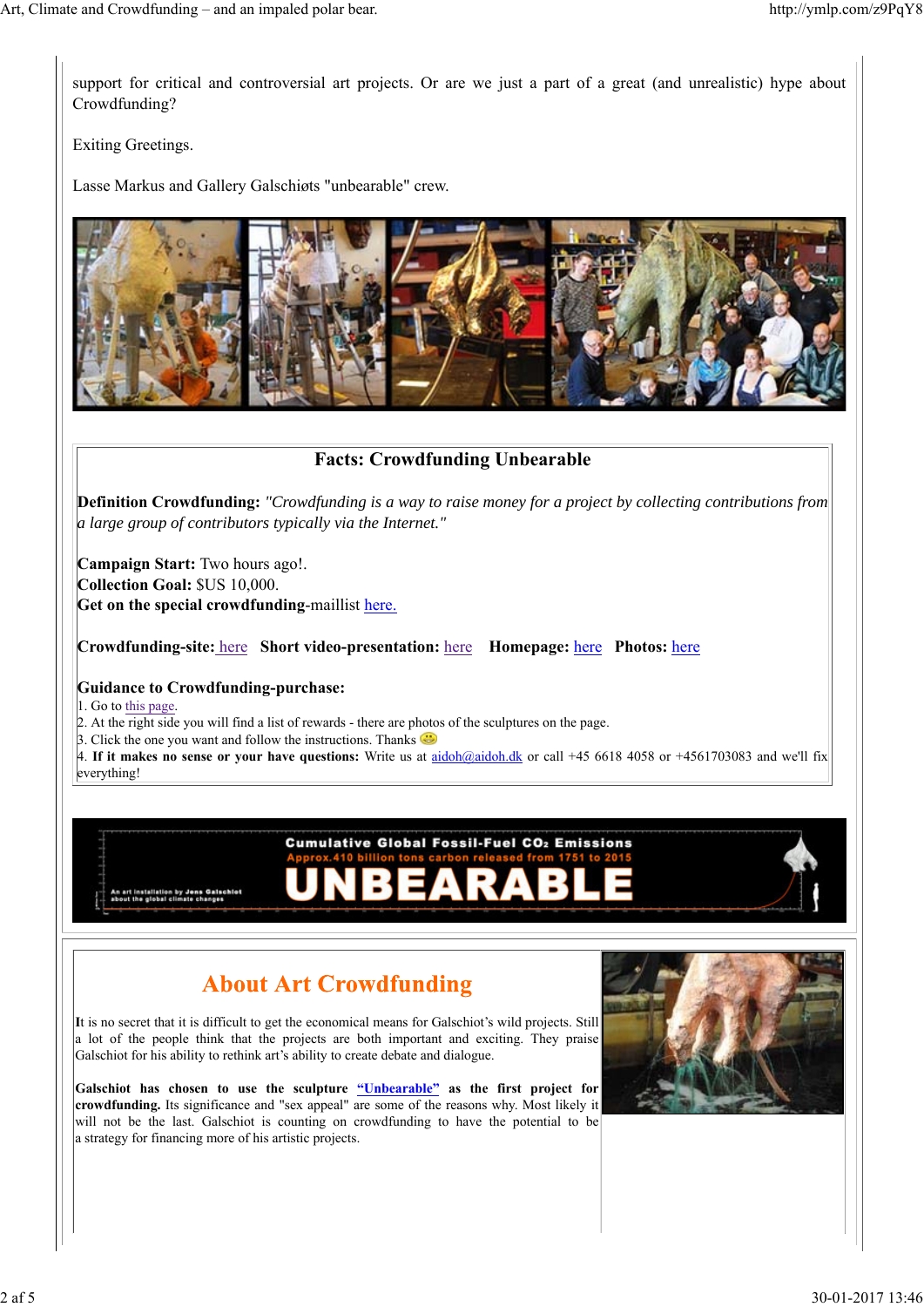support for critical and controversial art projects. Or are we just a part of a great (and unrealistic) hype about Crowdfunding?

Exiting Greetings.

Lasse Markus and Gallery Galschiøts "unbearable" crew.

## Facts: Crowdfunding Unbearable

**Definition Crowdfunding:** *"Crowdfunding is a way to raise money for a project by collecting contributions from a large group of contributors typically via the Internet."*

**Campaign Start:** Two hours ago!.
**Collection Goal:** $US 10,000.
**Get on the special crowdfunding**-maillist here.

**Crowdfunding-site:** here **Short video-presentation:** here **Homepage:** here **Photos:** here

**Guidance to Crowdfunding-purchase:**

1. Go to this page.
2. At the right side you will find a list of rewards - there are photos of the sculptures on the page.
3. Click the one you want and follow the instructions. Thanks
4. **If it makes no sense or your have questions:** Write us at aidoh@aidoh.dk or call +45 6618 4058 or +4561703083 and we'll fix everything!

## About Art Crowdfunding

It is no secret that it is difficult to get the economical means for Galschiot's wild projects. Still a lot of the people think that the projects are both important and exciting. They praise Galschiot for his ability to rethink art's ability to create debate and dialogue.

**Galschiot has chosen to use the sculpture "Unbearable" as the first project for crowdfunding.** Its significance and "sex appeal" are some of the reasons why. Most likely it will not be the last. Galschiot is counting on crowdfunding to have the potential to be a strategy for financing more of his artistic projects.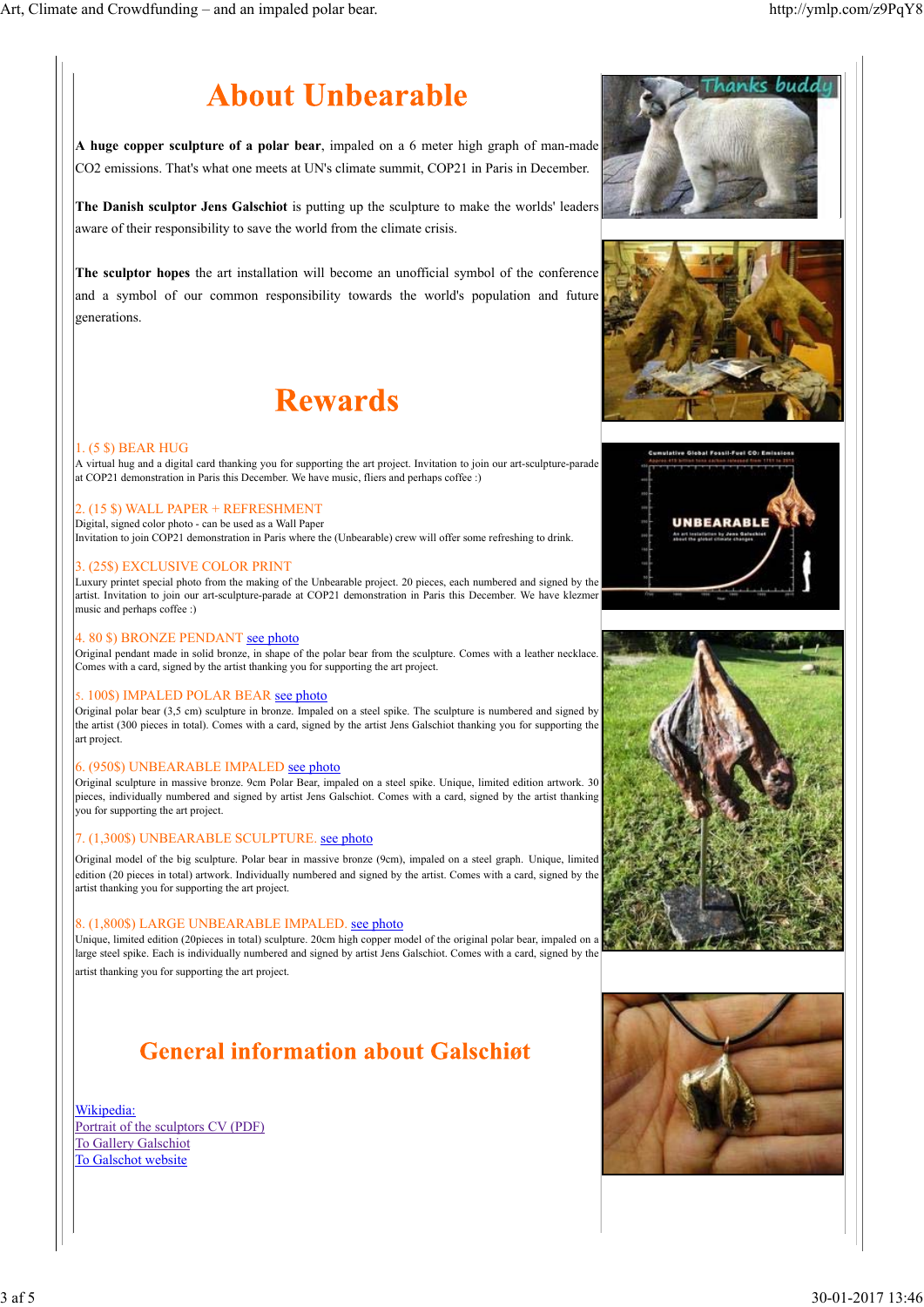# About Unbearable

**A huge copper sculpture of a polar bear**, impaled on a 6 meter high graph of man-made $CO_2$ emissions. That's what one meets at UN's climate summit, COP21 in Paris in December.

**The Danish sculptor Jens Galschiot** is putting up the sculpture to make the worlds' leaders aware of their responsibility to save the world from the climate crisis.

**The sculptor hopes** the art installation will become an unofficial symbol of the conference and a symbol of our common responsibility towards the world's population and future generations.

# Rewards

1. (5 $) BEAR HUG
A virtual hug and a digital card thanking you for supporting the art project. Invitation to join our art-sculpture-parade at COP21 demonstration in Paris this December. We have music, fliers and perhaps coffee :)

2. (15 $) WALL PAPER + REFRESHMENT
Digital, signed color photo - can be used as a Wall Paper
Invitation to join COP21 demonstration in Paris where the (Unbearable) crew will offer some refreshing to drink.

3. (25$) EXCLUSIVE COLOR PRINT
Luxury printet special photo from the making of the Unbearable project. 20 pieces, each numbered and signed by the artist. Invitation to join our art-sculpture-parade at COP21 demonstration in Paris this December. We have klezmer music and perhaps coffee :)

4. 80 $) BRONZE PENDANT see photo
Original pendant made in solid bronze, in shape of the polar bear from the sculpture. Comes with a leather necklace. Comes with a card, signed by the artist thanking you for supporting the art project.

5. 100$) IMPALED POLAR BEAR see photo
Original polar bear (3,5 cm) sculpture in bronze. Impaled on a steel spike. The sculpture is numbered and signed by the artist (300 pieces in total). Comes with a card, signed by the artist Jens Galschiot thanking you for supporting the art project.

6. (950$) UNBEARABLE IMPALED see photo
Original sculpture in massive bronze. 9cm Polar Bear, impaled on a steel spike. Unique, limited edition artwork. 30 pieces, individually numbered and signed by artist Jens Galschiot. Comes with a card, signed by the artist thanking you for supporting the art project.

7. (1,300$) UNBEARABLE SCULPTURE. see photo
Original model of the big sculpture. Polar bear in massive bronze (9cm), impaled on a steel graph. Unique, limited edition (20 pieces in total) artwork. Individually numbered and signed by the artist. Comes with a card, signed by the artist thanking you for supporting the art project.

8. (1,800$) LARGE UNBEARABLE IMPALED. see photo
Unique, limited edition (20pieces in total) sculpture. 20cm high copper model of the original polar bear, impaled on a large steel spike. Each is individually numbered and signed by artist Jens Galschiot. Comes with a card, signed by the artist thanking you for supporting the art project.

# General information about Galschiøt

Wikipedia:
Portrait of the sculptors CV (PDF)
To Gallery Galschiot
To Galschot website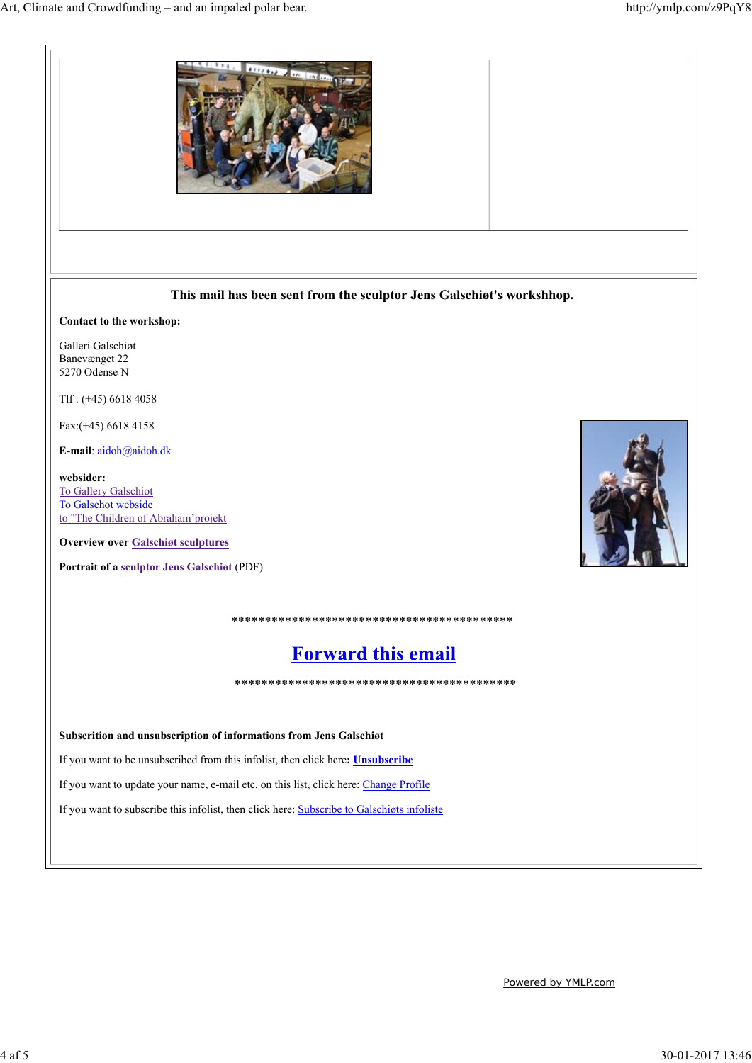**This mail has been sent from the sculptor Jens Galschiøt's workshhop.**

**Contact to the workshop:**

Galleri Galschiøt
Banevænget 22
5270 Odense N

Tlf : (+45) 6618 4058

Fax:(+45) 6618 4158

**E-mail**: aidoh@aidoh.dk

**websider:**
To Gallery Galschiot
To Galschot webside
to "The Children of Abraham'projekt

**Overview over Galschiøt sculptures**

**Portrait of a sculptor Jens Galschiøt** (PDF)

******************************************

## Forward this email

******************************************

**Subscrition and unsubscription of informations from Jens Galschiøt**

If you want to be unsubscribed from this infolist, then click here**: Unsubscribe**

If you want to update your name, e-mail etc. on this list, click here: Change Profile

If you want to subscribe this infolist, then click here: Subscribe to Galschiøts infoliste

Powered by YMLP.com